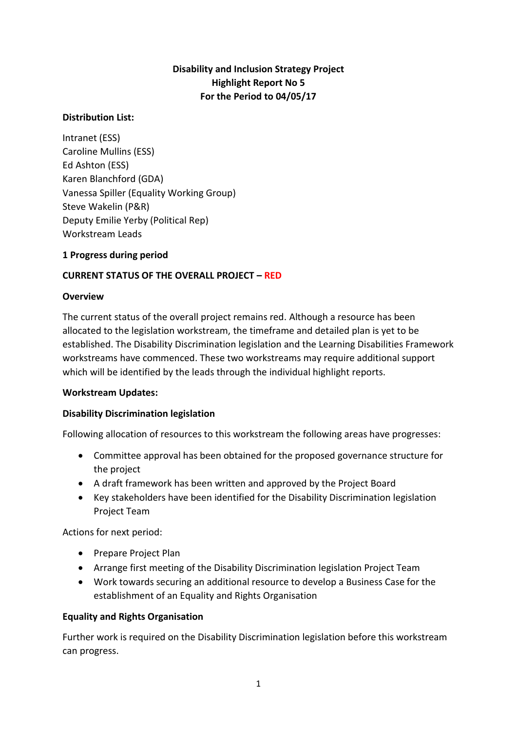**Disability and Inclusion Strategy Project**
**Highlight Report No 5**
**For the Period to 04/05/17**

**Distribution List:**

Intranet (ESS)
Caroline Mullins (ESS)
Ed Ashton (ESS)
Karen Blanchford (GDA)
Vanessa Spiller (Equality Working Group)
Steve Wakelin (P&R)
Deputy Emilie Yerby (Political Rep)
Workstream Leads

## 1 Progress during period

**CURRENT STATUS OF THE OVERALL PROJECT – RED**

**Overview**

The current status of the overall project remains red. Although a resource has been allocated to the legislation workstream, the timeframe and detailed plan is yet to be established. The Disability Discrimination legislation and the Learning Disabilities Framework workstreams have commenced. These two workstreams may require additional support which will be identified by the leads through the individual highlight reports.

**Workstream Updates:**

**Disability Discrimination legislation**

Following allocation of resources to this workstream the following areas have progresses:

- Committee approval has been obtained for the proposed governance structure for the project
- A draft framework has been written and approved by the Project Board
- Key stakeholders have been identified for the Disability Discrimination legislation Project Team

Actions for next period:

- Prepare Project Plan
- Arrange first meeting of the Disability Discrimination legislation Project Team
- Work towards securing an additional resource to develop a Business Case for the establishment of an Equality and Rights Organisation

**Equality and Rights Organisation**

Further work is required on the Disability Discrimination legislation before this workstream can progress.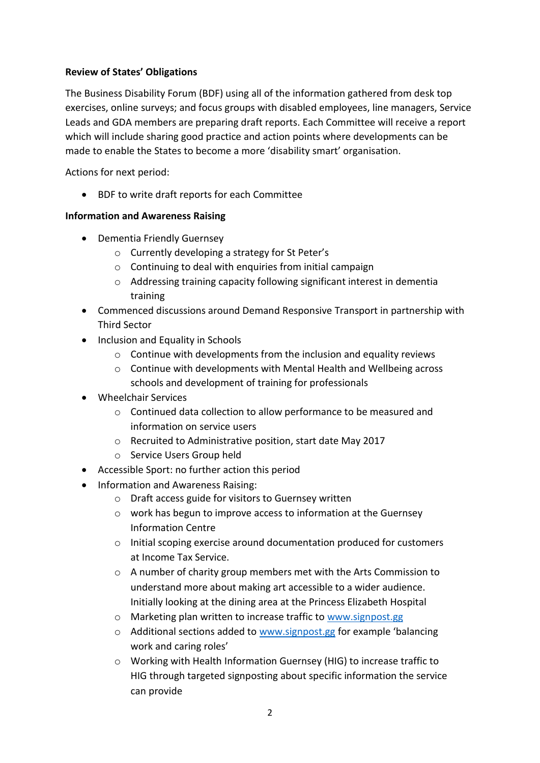**Review of States' Obligations**

The Business Disability Forum (BDF) using all of the information gathered from desk top exercises, online surveys; and focus groups with disabled employees, line managers, Service Leads and GDA members are preparing draft reports. Each Committee will receive a report which will include sharing good practice and action points where developments can be made to enable the States to become a more 'disability smart' organisation.

Actions for next period:

- BDF to write draft reports for each Committee

**Information and Awareness Raising**

- Dementia Friendly Guernsey
    - Currently developing a strategy for St Peter's
    - Continuing to deal with enquiries from initial campaign
    - Addressing training capacity following significant interest in dementia training
- Commenced discussions around Demand Responsive Transport in partnership with Third Sector
- Inclusion and Equality in Schools
    - Continue with developments from the inclusion and equality reviews
    - Continue with developments with Mental Health and Wellbeing across schools and development of training for professionals
- Wheelchair Services
    - Continued data collection to allow performance to be measured and information on service users
    - Recruited to Administrative position, start date May 2017
    - Service Users Group held
- Accessible Sport: no further action this period
- Information and Awareness Raising:
    - Draft access guide for visitors to Guernsey written
    - work has begun to improve access to information at the Guernsey Information Centre
    - Initial scoping exercise around documentation produced for customers at Income Tax Service.
    - A number of charity group members met with the Arts Commission to understand more about making art accessible to a wider audience. Initially looking at the dining area at the Princess Elizabeth Hospital
    - Marketing plan written to increase traffic to [www.signpost.gg](http://www.signpost.gg)
    - Additional sections added to [www.signpost.gg](http://www.signpost.gg) for example 'balancing work and caring roles'
    - Working with Health Information Guernsey (HIG) to increase traffic to HIG through targeted signposting about specific information the service can provide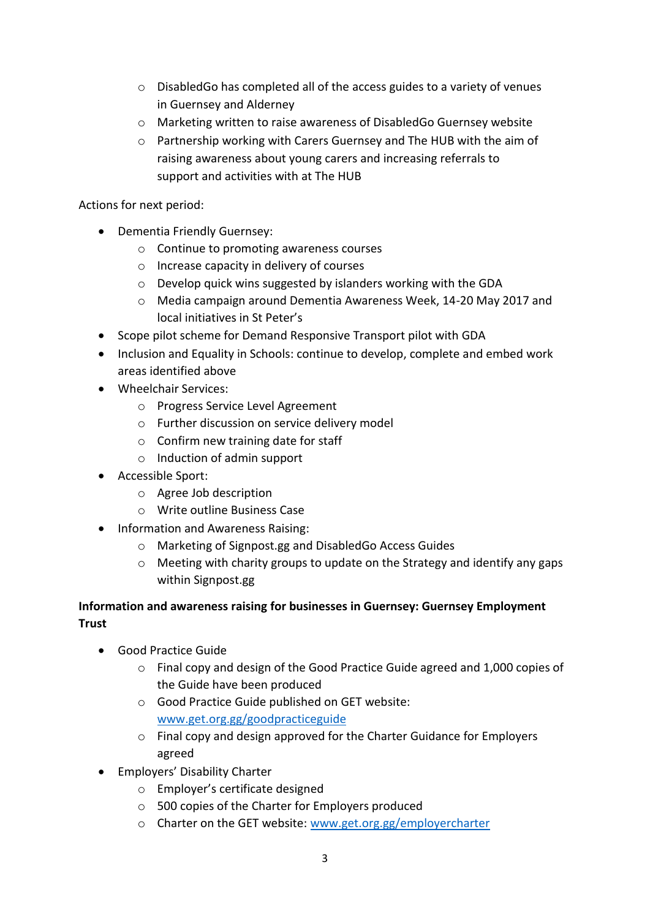- DisabledGo has completed all of the access guides to a variety of venues in Guernsey and Alderney
  - Marketing written to raise awareness of DisabledGo Guernsey website
  - Partnership working with Carers Guernsey and The HUB with the aim of raising awareness about young carers and increasing referrals to support and activities with at The HUB

Actions for next period:

- Dementia Friendly Guernsey:
  - Continue to promoting awareness courses
  - Increase capacity in delivery of courses
  - Develop quick wins suggested by islanders working with the GDA
  - Media campaign around Dementia Awareness Week, 14-20 May 2017 and local initiatives in St Peter's
- Scope pilot scheme for Demand Responsive Transport pilot with GDA
- Inclusion and Equality in Schools: continue to develop, complete and embed work areas identified above
- Wheelchair Services:
  - Progress Service Level Agreement
  - Further discussion on service delivery model
  - Confirm new training date for staff
  - Induction of admin support
- Accessible Sport:
  - Agree Job description
  - Write outline Business Case
- Information and Awareness Raising:
  - Marketing of Signpost.gg and DisabledGo Access Guides
  - Meeting with charity groups to update on the Strategy and identify any gaps within Signpost.gg

**Information and awareness raising for businesses in Guernsey: Guernsey Employment Trust**

- Good Practice Guide
  - Final copy and design of the Good Practice Guide agreed and 1,000 copies of the Guide have been produced
  - Good Practice Guide published on GET website: [www.get.org.gg/goodpracticeguide](http://www.get.org.gg/goodpracticeguide)
  - Final copy and design approved for the Charter Guidance for Employers agreed
- Employers' Disability Charter
  - Employer's certificate designed
  - 500 copies of the Charter for Employers produced
  - Charter on the GET website: [www.get.org.gg/employercharter](http://www.get.org.gg/employercharter)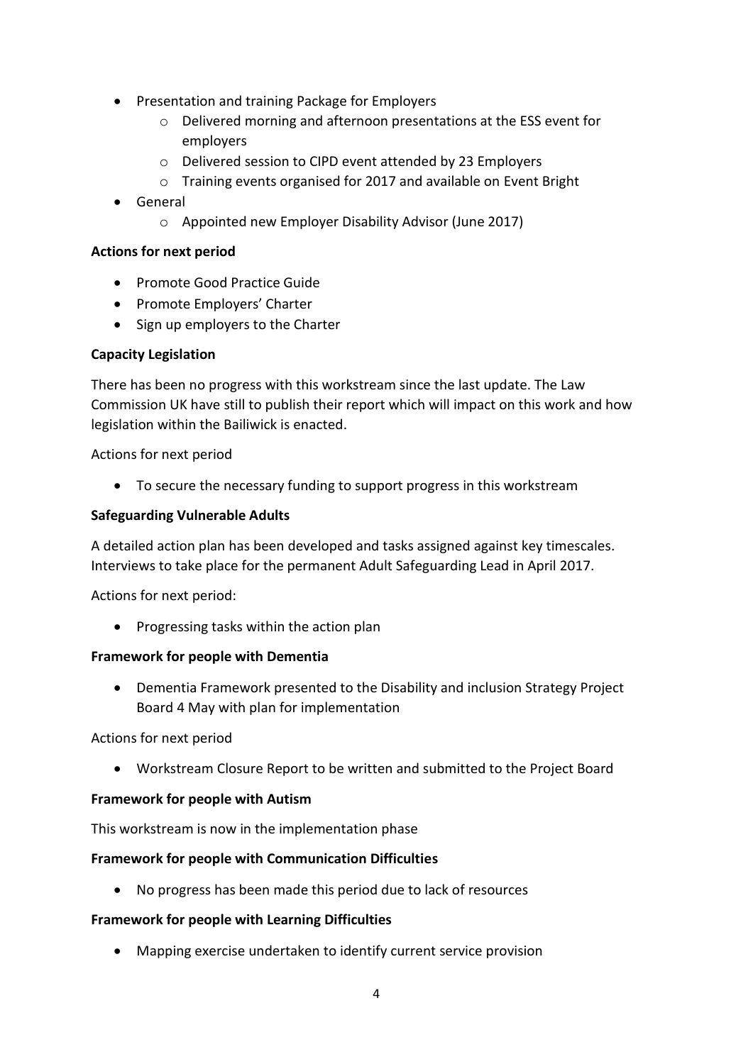- Presentation and training Package for Employers
    - Delivered morning and afternoon presentations at the ESS event for employers
    - Delivered session to CIPD event attended by 23 Employers
    - Training events organised for 2017 and available on Event Bright
- General
    - Appointed new Employer Disability Advisor (June 2017)

**Actions for next period**

- Promote Good Practice Guide
- Promote Employers' Charter
- Sign up employers to the Charter

**Capacity Legislation**

There has been no progress with this workstream since the last update. The Law Commission UK have still to publish their report which will impact on this work and how legislation within the Bailiwick is enacted.

Actions for next period

- To secure the necessary funding to support progress in this workstream

**Safeguarding Vulnerable Adults**

A detailed action plan has been developed and tasks assigned against key timescales. Interviews to take place for the permanent Adult Safeguarding Lead in April 2017.

Actions for next period:

- Progressing tasks within the action plan

**Framework for people with Dementia**

- Dementia Framework presented to the Disability and inclusion Strategy Project Board 4 May with plan for implementation

Actions for next period

- Workstream Closure Report to be written and submitted to the Project Board

**Framework for people with Autism**

This workstream is now in the implementation phase

**Framework for people with Communication Difficulties**

- No progress has been made this period due to lack of resources

**Framework for people with Learning Difficulties**

- Mapping exercise undertaken to identify current service provision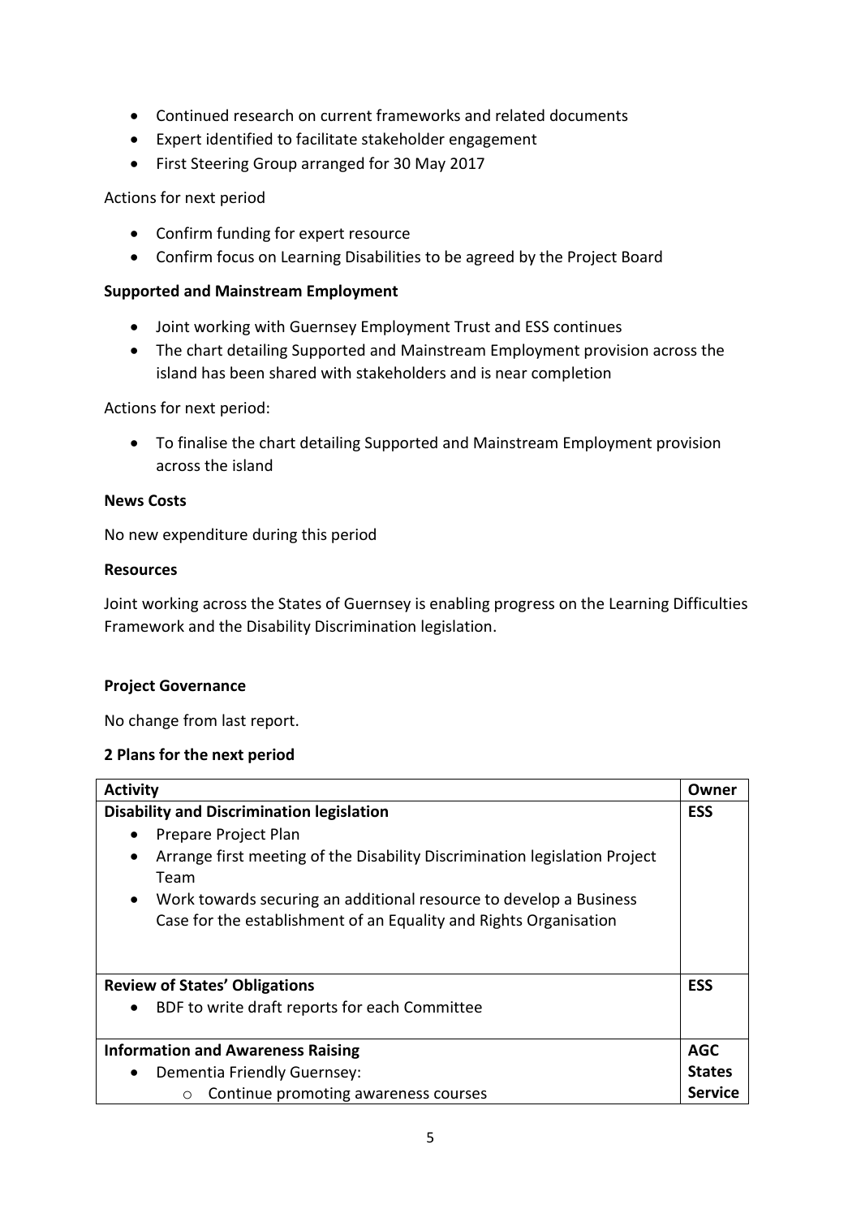- Continued research on current frameworks and related documents
- Expert identified to facilitate stakeholder engagement
- First Steering Group arranged for 30 May 2017

Actions for next period

- Confirm funding for expert resource
- Confirm focus on Learning Disabilities to be agreed by the Project Board

**Supported and Mainstream Employment**

- Joint working with Guernsey Employment Trust and ESS continues
- The chart detailing Supported and Mainstream Employment provision across the island has been shared with stakeholders and is near completion

Actions for next period:

- To finalise the chart detailing Supported and Mainstream Employment provision across the island

**News Costs**

No new expenditure during this period

**Resources**

Joint working across the States of Guernsey is enabling progress on the Learning Difficulties Framework and the Disability Discrimination legislation.

**Project Governance**

No change from last report.

**2 Plans for the next period**

| Activity | Owner |
|---|---|
| **Disability and Discrimination legislation**<br>• Prepare Project Plan<br>• Arrange first meeting of the Disability Discrimination legislation Project Team<br>• Work towards securing an additional resource to develop a Business Case for the establishment of an Equality and Rights Organisation | **ESS** |
| **Review of States' Obligations**<br>• BDF to write draft reports for each Committee | **ESS** |
| **Information and Awareness Raising**<br>• Dementia Friendly Guernsey:<br>  ○ Continue promoting awareness courses | **AGC States Service** |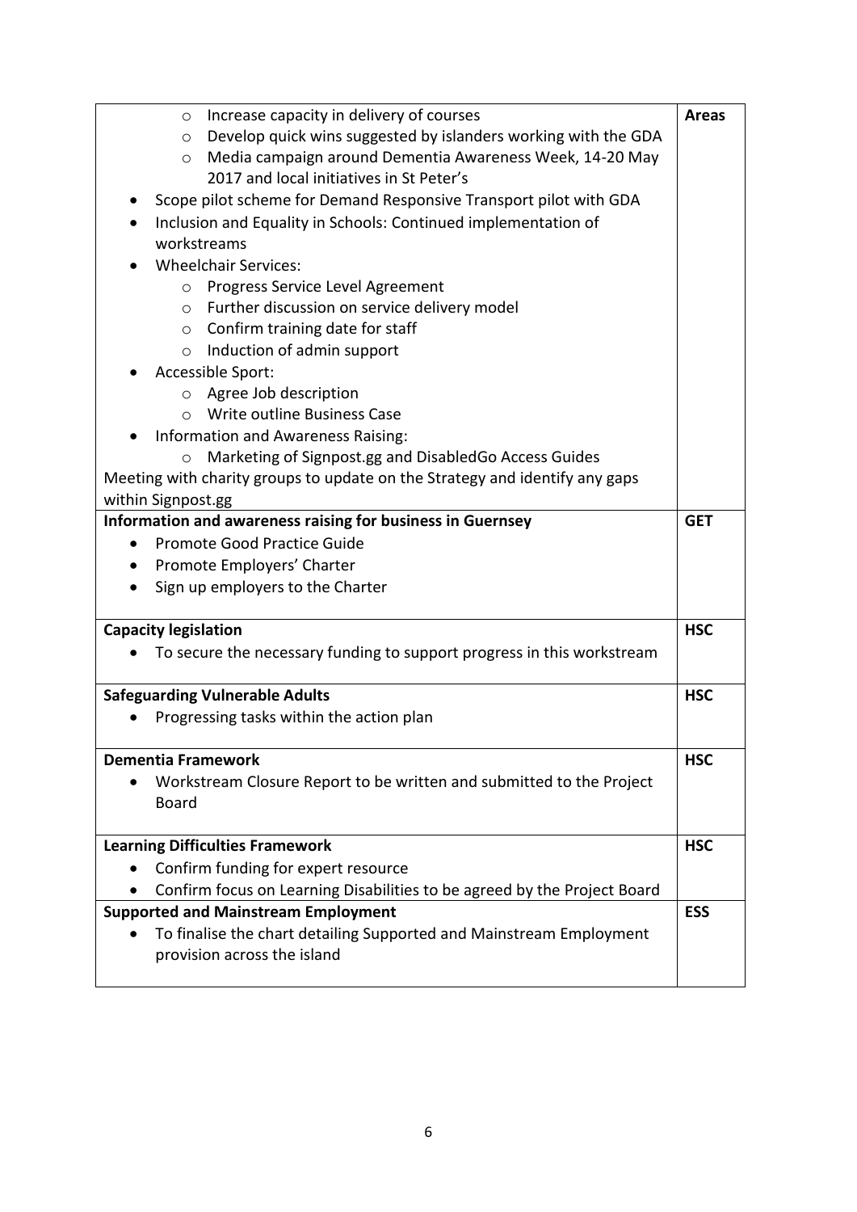| | |
|---|---|
| <ul><li>Increase capacity in delivery of courses</li><li>Develop quick wins suggested by islanders working with the GDA</li><li>Media campaign around Dementia Awareness Week, 14-20 May 2017 and local initiatives in St Peter's</li></ul>• Scope pilot scheme for Demand Responsive Transport pilot with GDA<br>• Inclusion and Equality in Schools: Continued implementation of workstreams<br>• Wheelchair Services:<ul><li>Progress Service Level Agreement</li><li>Further discussion on service delivery model</li><li>Confirm training date for staff</li><li>Induction of admin support</li></ul>• Accessible Sport:<ul><li>Agree Job description</li><li>Write outline Business Case</li></ul>• Information and Awareness Raising:<ul><li>Marketing of Signpost.gg and DisabledGo Access Guides</li></ul>Meeting with charity groups to update on the Strategy and identify any gaps within Signpost.gg | **Areas** |
| **Information and awareness raising for business in Guernsey**<br>• Promote Good Practice Guide<br>• Promote Employers' Charter<br>• Sign up employers to the Charter | **GET** |
| **Capacity legislation**<br>• To secure the necessary funding to support progress in this workstream | **HSC** |
| **Safeguarding Vulnerable Adults**<br>• Progressing tasks within the action plan | **HSC** |
| **Dementia Framework**<br>• Workstream Closure Report to be written and submitted to the Project Board | **HSC** |
| **Learning Difficulties Framework**<br>• Confirm funding for expert resource<br>• Confirm focus on Learning Disabilities to be agreed by the Project Board | **HSC** |
| **Supported and Mainstream Employment**<br>• To finalise the chart detailing Supported and Mainstream Employment provision across the island | **ESS** |